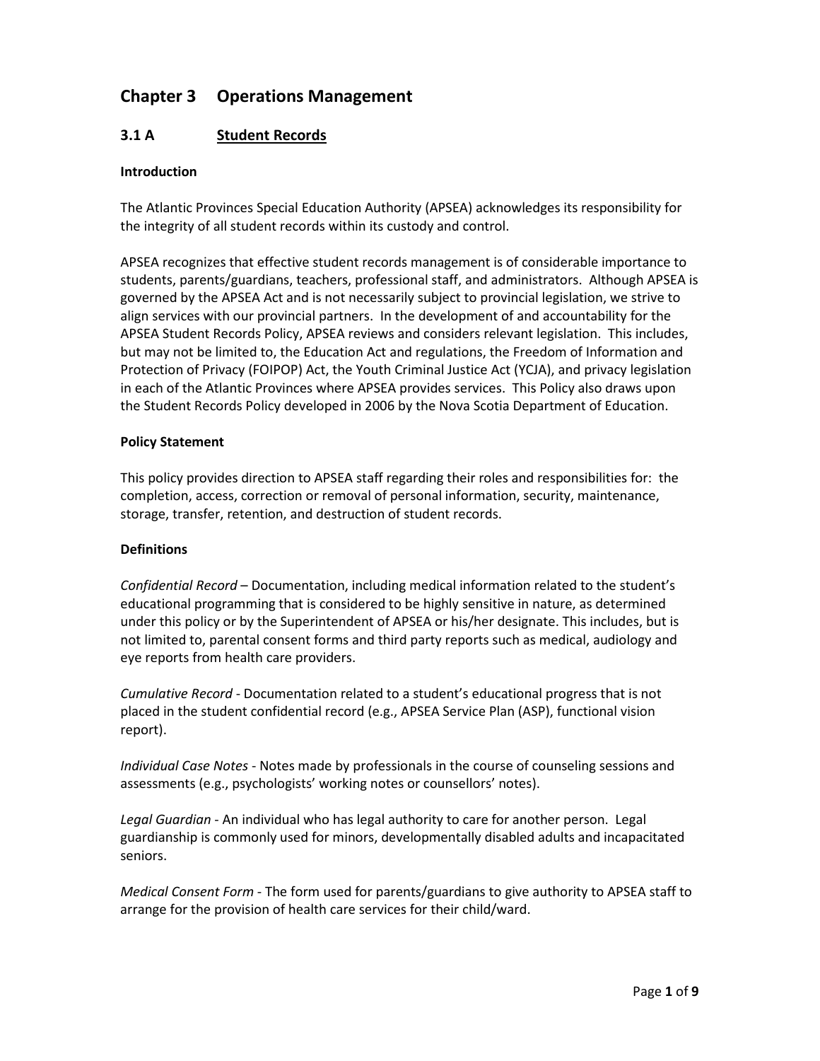# Chapter 3 Operations Management

## 3.1 A Student Records

### Introduction

The Atlantic Provinces Special Education Authority (APSEA) acknowledges its responsibility for the integrity of all student records within its custody and control.

APSEA recognizes that effective student records management is of considerable importance to students, parents/guardians, teachers, professional staff, and administrators. Although APSEA is governed by the APSEA Act and is not necessarily subject to provincial legislation, we strive to align services with our provincial partners. In the development of and accountability for the APSEA Student Records Policy, APSEA reviews and considers relevant legislation. This includes, but may not be limited to, the Education Act and regulations, the Freedom of Information and Protection of Privacy (FOIPOP) Act, the Youth Criminal Justice Act (YCJA), and privacy legislation in each of the Atlantic Provinces where APSEA provides services. This Policy also draws upon the Student Records Policy developed in 2006 by the Nova Scotia Department of Education.

### Policy Statement

This policy provides direction to APSEA staff regarding their roles and responsibilities for: the completion, access, correction or removal of personal information, security, maintenance, storage, transfer, retention, and destruction of student records.

### Definitions

*Confidential Record* – Documentation, including medical information related to the student's educational programming that is considered to be highly sensitive in nature, as determined under this policy or by the Superintendent of APSEA or his/her designate. This includes, but is not limited to, parental consent forms and third party reports such as medical, audiology and eye reports from health care providers.

*Cumulative Record* - Documentation related to a student's educational progress that is not placed in the student confidential record (e.g., APSEA Service Plan (ASP), functional vision report).

*Individual Case Notes* - Notes made by professionals in the course of counseling sessions and assessments (e.g., psychologists' working notes or counsellors' notes).

*Legal Guardian* - An individual who has legal authority to care for another person. Legal guardianship is commonly used for minors, developmentally disabled adults and incapacitated seniors.

*Medical Consent Form* - The form used for parents/guardians to give authority to APSEA staff to arrange for the provision of health care services for their child/ward.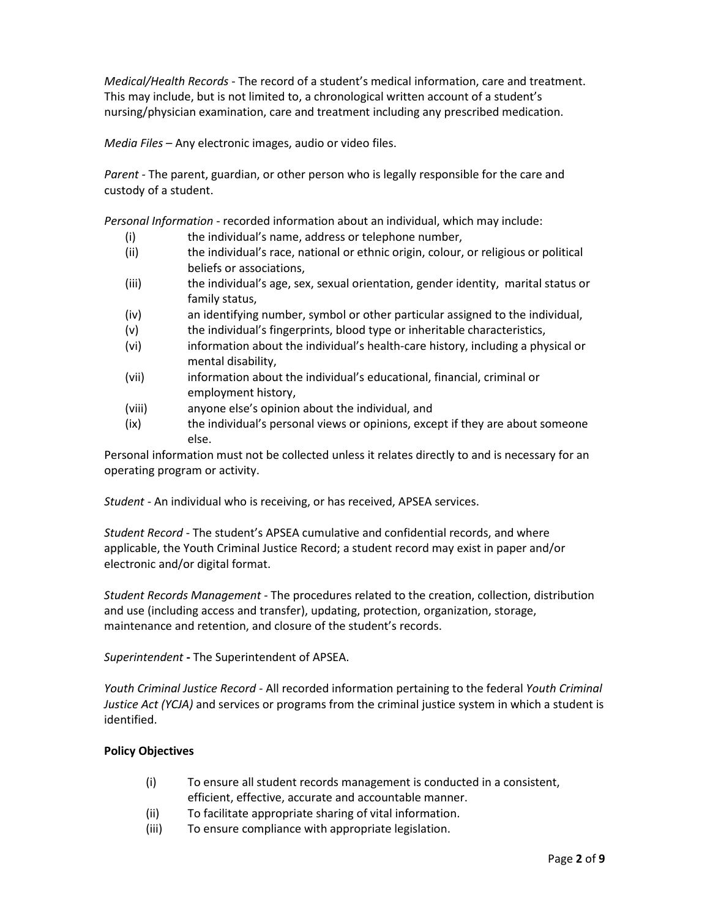*Medical/Health Records* - The record of a student's medical information, care and treatment. This may include, but is not limited to, a chronological written account of a student's nursing/physician examination, care and treatment including any prescribed medication.

*Media Files* – Any electronic images, audio or video files.

*Parent* - The parent, guardian, or other person who is legally responsible for the care and custody of a student.

*Personal Information* - recorded information about an individual, which may include:

(i) the individual's name, address or telephone number,
(ii) the individual's race, national or ethnic origin, colour, or religious or political beliefs or associations,
(iii) the individual's age, sex, sexual orientation, gender identity, marital status or family status,
(iv) an identifying number, symbol or other particular assigned to the individual,
(v) the individual's fingerprints, blood type or inheritable characteristics,
(vi) information about the individual's health-care history, including a physical or mental disability,
(vii) information about the individual's educational, financial, criminal or employment history,
(viii) anyone else's opinion about the individual, and
(ix) the individual's personal views or opinions, except if they are about someone else.

Personal information must not be collected unless it relates directly to and is necessary for an operating program or activity.

*Student* - An individual who is receiving, or has received, APSEA services.

*Student Record* - The student's APSEA cumulative and confidential records, and where applicable, the Youth Criminal Justice Record; a student record may exist in paper and/or electronic and/or digital format.

*Student Records Management* - The procedures related to the creation, collection, distribution and use (including access and transfer), updating, protection, organization, storage, maintenance and retention, and closure of the student's records.

*Superintendent* **-** The Superintendent of APSEA.

*Youth Criminal Justice Record* - All recorded information pertaining to the federal *Youth Criminal Justice Act (YCJA)* and services or programs from the criminal justice system in which a student is identified.

**Policy Objectives**

(i) To ensure all student records management is conducted in a consistent, efficient, effective, accurate and accountable manner.
(ii) To facilitate appropriate sharing of vital information.
(iii) To ensure compliance with appropriate legislation.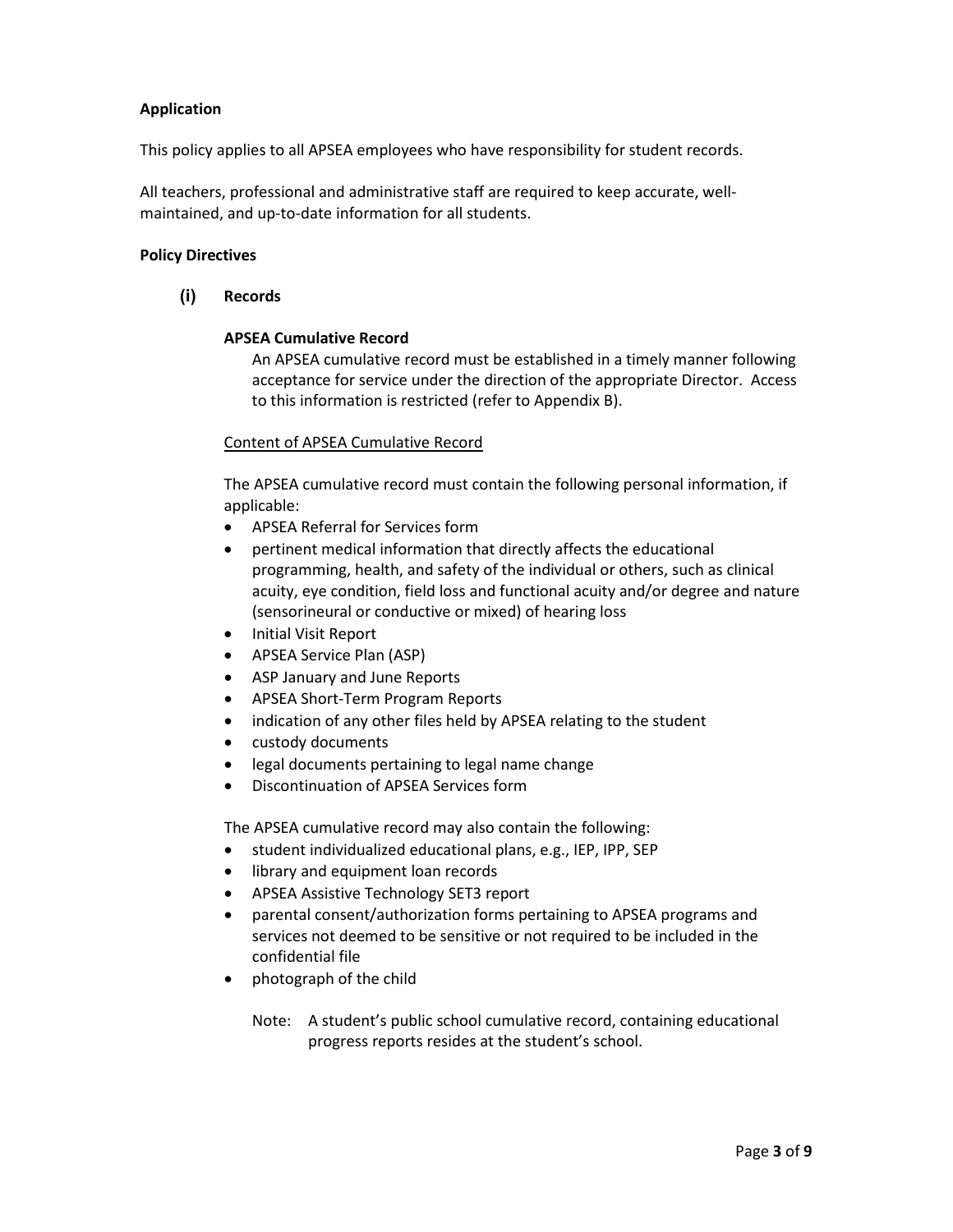**Application**

This policy applies to all APSEA employees who have responsibility for student records.

All teachers, professional and administrative staff are required to keep accurate, well-maintained, and up-to-date information for all students.

**Policy Directives**

**(i) Records**

**APSEA Cumulative Record**

An APSEA cumulative record must be established in a timely manner following acceptance for service under the direction of the appropriate Director. Access to this information is restricted (refer to Appendix B).

Content of APSEA Cumulative Record

The APSEA cumulative record must contain the following personal information, if applicable:

- APSEA Referral for Services form
- pertinent medical information that directly affects the educational programming, health, and safety of the individual or others, such as clinical acuity, eye condition, field loss and functional acuity and/or degree and nature (sensorineural or conductive or mixed) of hearing loss
- Initial Visit Report
- APSEA Service Plan (ASP)
- ASP January and June Reports
- APSEA Short-Term Program Reports
- indication of any other files held by APSEA relating to the student
- custody documents
- legal documents pertaining to legal name change
- Discontinuation of APSEA Services form

The APSEA cumulative record may also contain the following:

- student individualized educational plans, e.g., IEP, IPP, SEP
- library and equipment loan records
- APSEA Assistive Technology SET3 report
- parental consent/authorization forms pertaining to APSEA programs and services not deemed to be sensitive or not required to be included in the confidential file
- photograph of the child

Note: A student's public school cumulative record, containing educational progress reports resides at the student's school.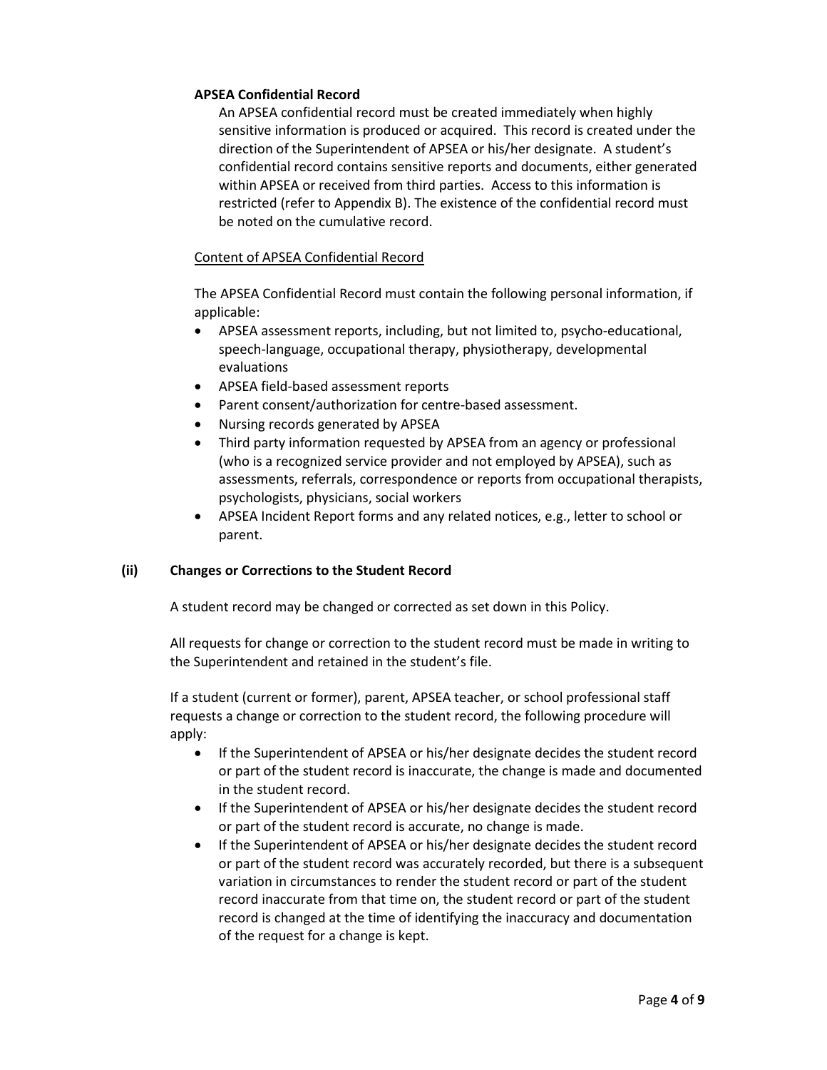**APSEA Confidential Record**

An APSEA confidential record must be created immediately when highly sensitive information is produced or acquired. This record is created under the direction of the Superintendent of APSEA or his/her designate. A student's confidential record contains sensitive reports and documents, either generated within APSEA or received from third parties. Access to this information is restricted (refer to Appendix B). The existence of the confidential record must be noted on the cumulative record.

<u>Content of APSEA Confidential Record</u>

The APSEA Confidential Record must contain the following personal information, if applicable:

- APSEA assessment reports, including, but not limited to, psycho-educational, speech-language, occupational therapy, physiotherapy, developmental evaluations
- APSEA field-based assessment reports
- Parent consent/authorization for centre-based assessment.
- Nursing records generated by APSEA
- Third party information requested by APSEA from an agency or professional (who is a recognized service provider and not employed by APSEA), such as assessments, referrals, correspondence or reports from occupational therapists, psychologists, physicians, social workers
- APSEA Incident Report forms and any related notices, e.g., letter to school or parent.

**(ii) Changes or Corrections to the Student Record**

A student record may be changed or corrected as set down in this Policy.

All requests for change or correction to the student record must be made in writing to the Superintendent and retained in the student's file.

If a student (current or former), parent, APSEA teacher, or school professional staff requests a change or correction to the student record, the following procedure will apply:

- If the Superintendent of APSEA or his/her designate decides the student record or part of the student record is inaccurate, the change is made and documented in the student record.
- If the Superintendent of APSEA or his/her designate decides the student record or part of the student record is accurate, no change is made.
- If the Superintendent of APSEA or his/her designate decides the student record or part of the student record was accurately recorded, but there is a subsequent variation in circumstances to render the student record or part of the student record inaccurate from that time on, the student record or part of the student record is changed at the time of identifying the inaccuracy and documentation of the request for a change is kept.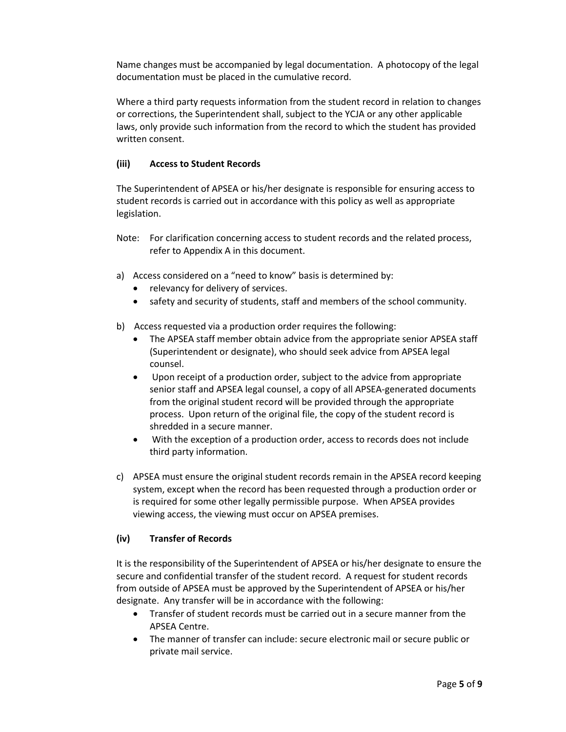Name changes must be accompanied by legal documentation. A photocopy of the legal documentation must be placed in the cumulative record.

Where a third party requests information from the student record in relation to changes or corrections, the Superintendent shall, subject to the YCJA or any other applicable laws, only provide such information from the record to which the student has provided written consent.

### (iii) Access to Student Records

The Superintendent of APSEA or his/her designate is responsible for ensuring access to student records is carried out in accordance with this policy as well as appropriate legislation.

Note: For clarification concerning access to student records and the related process, refer to Appendix A in this document.

a) Access considered on a "need to know" basis is determined by:
   - relevancy for delivery of services.
   - safety and security of students, staff and members of the school community.

b) Access requested via a production order requires the following:
   - The APSEA staff member obtain advice from the appropriate senior APSEA staff (Superintendent or designate), who should seek advice from APSEA legal counsel.
   - Upon receipt of a production order, subject to the advice from appropriate senior staff and APSEA legal counsel, a copy of all APSEA-generated documents from the original student record will be provided through the appropriate process. Upon return of the original file, the copy of the student record is shredded in a secure manner.
   - With the exception of a production order, access to records does not include third party information.

c) APSEA must ensure the original student records remain in the APSEA record keeping system, except when the record has been requested through a production order or is required for some other legally permissible purpose. When APSEA provides viewing access, the viewing must occur on APSEA premises.

### (iv) Transfer of Records

It is the responsibility of the Superintendent of APSEA or his/her designate to ensure the secure and confidential transfer of the student record. A request for student records from outside of APSEA must be approved by the Superintendent of APSEA or his/her designate. Any transfer will be in accordance with the following:

- Transfer of student records must be carried out in a secure manner from the APSEA Centre.
- The manner of transfer can include: secure electronic mail or secure public or private mail service.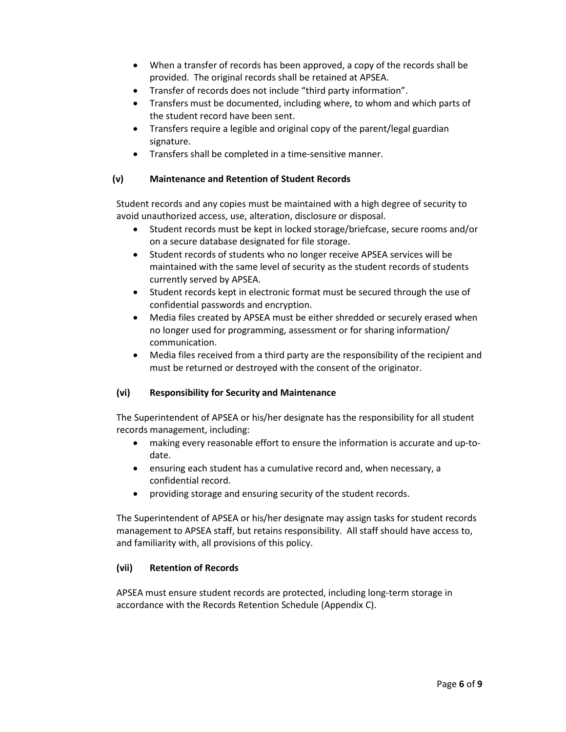- When a transfer of records has been approved, a copy of the records shall be provided. The original records shall be retained at APSEA.
- Transfer of records does not include "third party information".
- Transfers must be documented, including where, to whom and which parts of the student record have been sent.
- Transfers require a legible and original copy of the parent/legal guardian signature.
- Transfers shall be completed in a time-sensitive manner.

### (v) Maintenance and Retention of Student Records

Student records and any copies must be maintained with a high degree of security to avoid unauthorized access, use, alteration, disclosure or disposal.

- Student records must be kept in locked storage/briefcase, secure rooms and/or on a secure database designated for file storage.
- Student records of students who no longer receive APSEA services will be maintained with the same level of security as the student records of students currently served by APSEA.
- Student records kept in electronic format must be secured through the use of confidential passwords and encryption.
- Media files created by APSEA must be either shredded or securely erased when no longer used for programming, assessment or for sharing information/ communication.
- Media files received from a third party are the responsibility of the recipient and must be returned or destroyed with the consent of the originator.

### (vi) Responsibility for Security and Maintenance

The Superintendent of APSEA or his/her designate has the responsibility for all student records management, including:

- making every reasonable effort to ensure the information is accurate and up-to-date.
- ensuring each student has a cumulative record and, when necessary, a confidential record.
- providing storage and ensuring security of the student records.

The Superintendent of APSEA or his/her designate may assign tasks for student records management to APSEA staff, but retains responsibility. All staff should have access to, and familiarity with, all provisions of this policy.

### (vii) Retention of Records

APSEA must ensure student records are protected, including long-term storage in accordance with the Records Retention Schedule (Appendix C).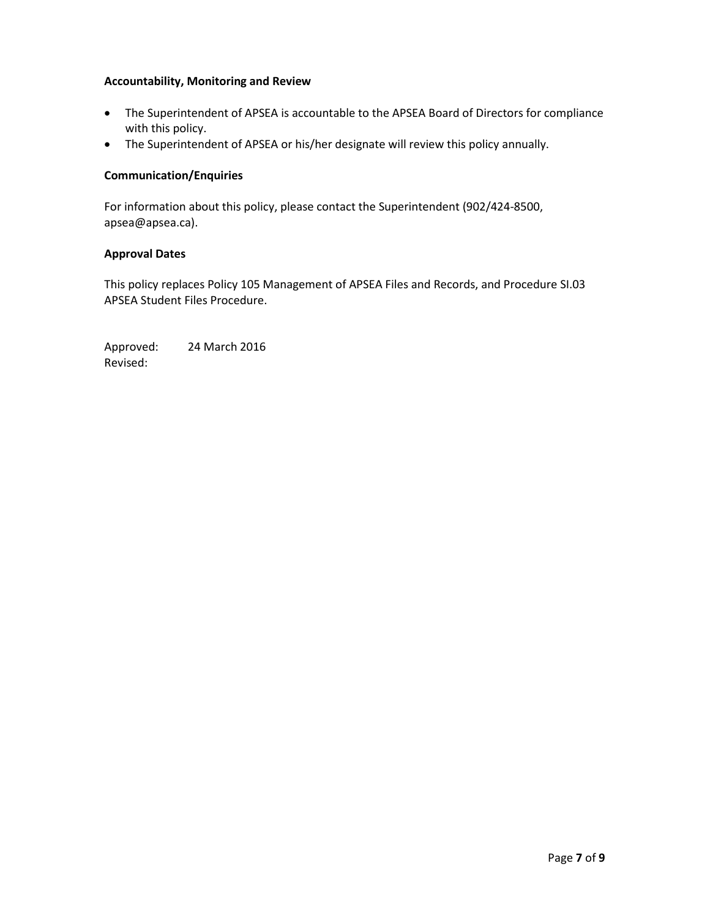**Accountability, Monitoring and Review**

- The Superintendent of APSEA is accountable to the APSEA Board of Directors for compliance with this policy.
- The Superintendent of APSEA or his/her designate will review this policy annually.

**Communication/Enquiries**

For information about this policy, please contact the Superintendent (902/424-8500, apsea@apsea.ca).

**Approval Dates**

This policy replaces Policy 105 Management of APSEA Files and Records, and Procedure SI.03 APSEA Student Files Procedure.

Approved: 24 March 2016
Revised: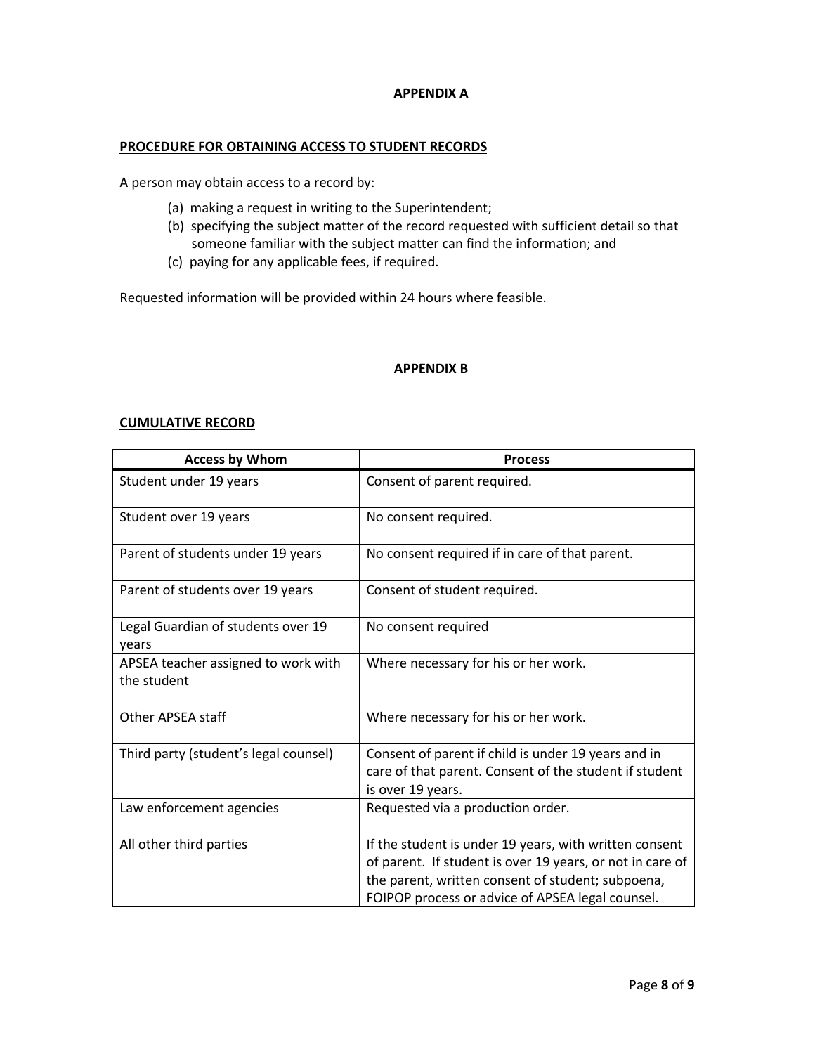# APPENDIX A

## PROCEDURE FOR OBTAINING ACCESS TO STUDENT RECORDS

A person may obtain access to a record by:

(a) making a request in writing to the Superintendent;
(b) specifying the subject matter of the record requested with sufficient detail so that someone familiar with the subject matter can find the information; and
(c) paying for any applicable fees, if required.

Requested information will be provided within 24 hours where feasible.

# APPENDIX B

## CUMULATIVE RECORD

| Access by Whom | Process |
|---|---|
| Student under 19 years | Consent of parent required. |
| Student over 19 years | No consent required. |
| Parent of students under 19 years | No consent required if in care of that parent. |
| Parent of students over 19 years | Consent of student required. |
| Legal Guardian of students over 19 years | No consent required |
| APSEA teacher assigned to work with the student | Where necessary for his or her work. |
| Other APSEA staff | Where necessary for his or her work. |
| Third party (student's legal counsel) | Consent of parent if child is under 19 years and in care of that parent. Consent of the student if student is over 19 years. |
| Law enforcement agencies | Requested via a production order. |
| All other third parties | If the student is under 19 years, with written consent of parent. If student is over 19 years, or not in care of the parent, written consent of student; subpoena, FOIPOP process or advice of APSEA legal counsel. |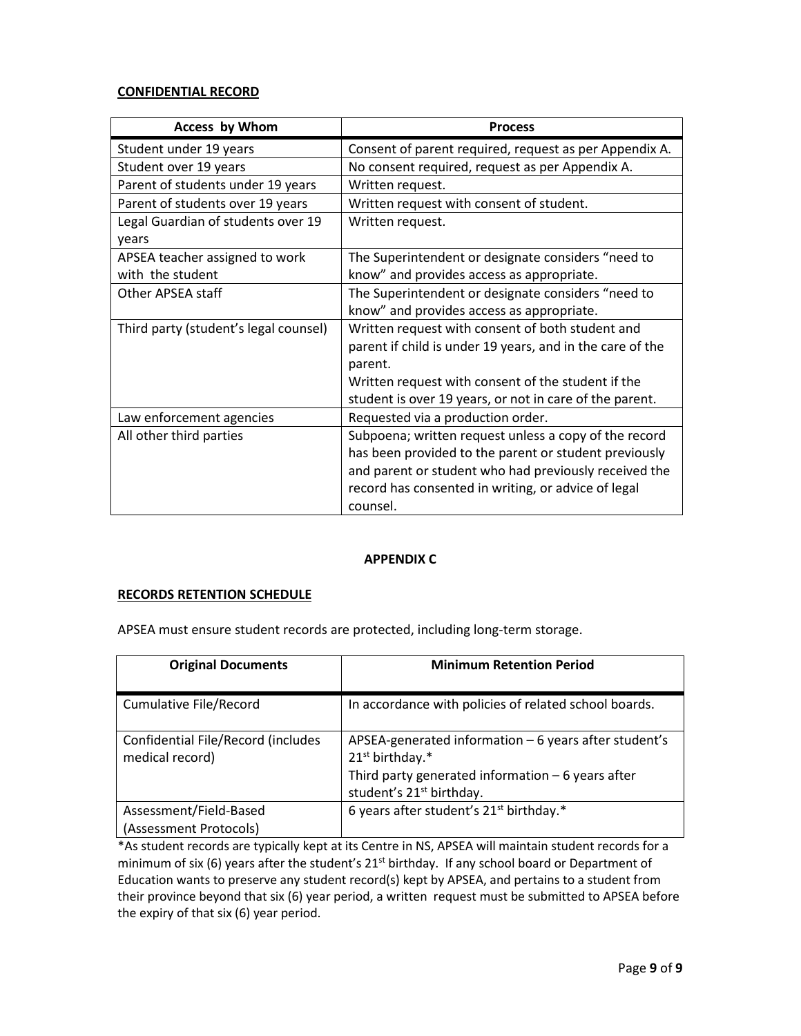**CONFIDENTIAL RECORD**

| Access by Whom | Process |
|---|---|
| Student under 19 years | Consent of parent required, request as per Appendix A. |
| Student over 19 years | No consent required, request as per Appendix A. |
| Parent of students under 19 years | Written request. |
| Parent of students over 19 years | Written request with consent of student. |
| Legal Guardian of students over 19 years | Written request. |
| APSEA teacher assigned to work with the student | The Superintendent or designate considers "need to know" and provides access as appropriate. |
| Other APSEA staff | The Superintendent or designate considers "need to know" and provides access as appropriate. |
| Third party (student's legal counsel) | Written request with consent of both student and parent if child is under 19 years, and in the care of the parent.<br>Written request with consent of the student if the student is over 19 years, or not in care of the parent. |
| Law enforcement agencies | Requested via a production order. |
| All other third parties | Subpoena; written request unless a copy of the record has been provided to the parent or student previously and parent or student who had previously received the record has consented in writing, or advice of legal counsel. |

**APPENDIX C**

**RECORDS RETENTION SCHEDULE**

APSEA must ensure student records are protected, including long-term storage.

| Original Documents | Minimum Retention Period |
|---|---|
| Cumulative File/Record | In accordance with policies of related school boards. |
| Confidential File/Record (includes medical record) | APSEA-generated information – 6 years after student's 21st birthday.*<br>Third party generated information – 6 years after student's 21st birthday. |
| Assessment/Field-Based (Assessment Protocols) | 6 years after student's 21st birthday.* |

*As student records are typically kept at its Centre in NS, APSEA will maintain student records for a minimum of six (6) years after the student's 21st birthday. If any school board or Department of Education wants to preserve any student record(s) kept by APSEA, and pertains to a student from their province beyond that six (6) year period, a written request must be submitted to APSEA before the expiry of that six (6) year period.